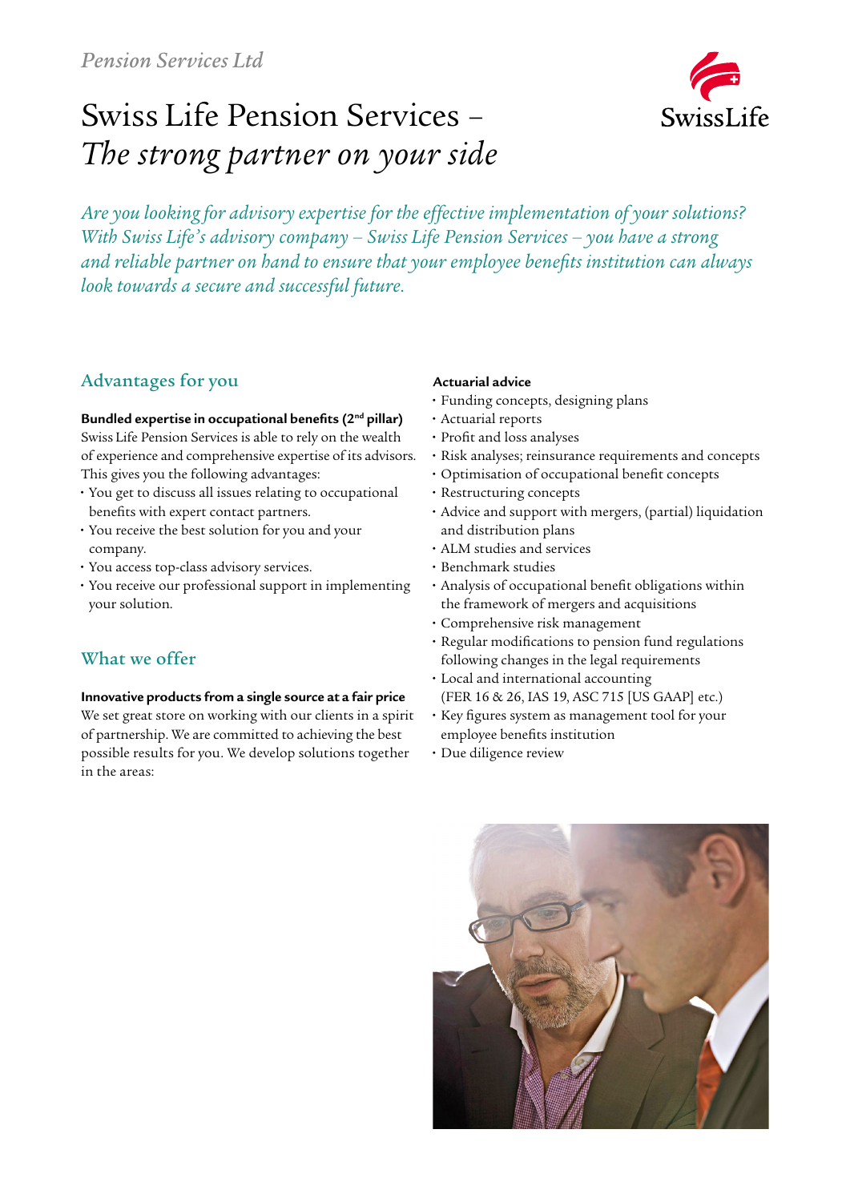*Pension Services Ltd*

# Swiss Life Pension Services – *The strong partner on your side*

*Are you looking for advisory expertise for the effective implementation of your solutions? With Swiss Life's advisory company – Swiss Life Pension Services – you have a strong and reliable partner on hand to ensure that your employee benefits institution can always look towards a secure and successful future.*

## Advantages for you

**Bundled expertise in occupational benefits (2nd pillar)**
Swiss Life Pension Services is able to rely on the wealth of experience and comprehensive expertise of its advisors. This gives you the following advantages:

- You get to discuss all issues relating to occupational benefits with expert contact partners.
- You receive the best solution for you and your company.
- You access top-class advisory services.
- You receive our professional support in implementing your solution.

## What we offer

**Innovative products from a single source at a fair price**
We set great store on working with our clients in a spirit of partnership. We are committed to achieving the best possible results for you. We develop solutions together in the areas:

**Actuarial advice**

- Funding concepts, designing plans
- Actuarial reports
- Profit and loss analyses
- Risk analyses; reinsurance requirements and concepts
- Optimisation of occupational benefit concepts
- Restructuring concepts
- Advice and support with mergers, (partial) liquidation and distribution plans
- ALM studies and services
- Benchmark studies
- Analysis of occupational benefit obligations within the framework of mergers and acquisitions
- Comprehensive risk management
- Regular modifications to pension fund regulations following changes in the legal requirements
- Local and international accounting (FER 16 & 26, IAS 19, ASC 715 [US GAAP] etc.)
- Key figures system as management tool for your employee benefits institution
- Due diligence review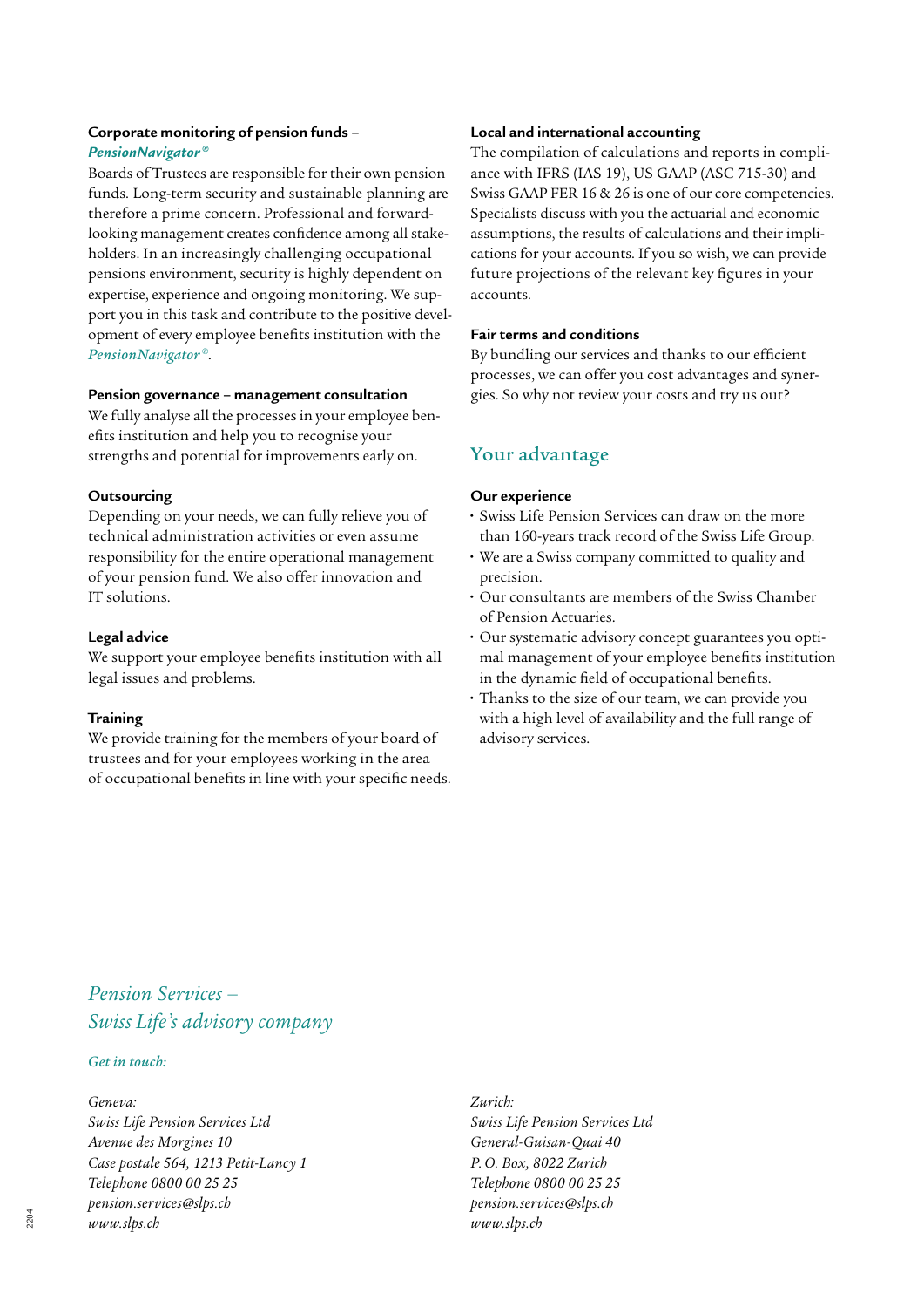### Corporate monitoring of pension funds – *PensionNavigator®*

Boards of Trustees are responsible for their own pension funds. Long-term security and sustainable planning are therefore a prime concern. Professional and forward-looking management creates confidence among all stakeholders. In an increasingly challenging occupational pensions environment, security is highly dependent on expertise, experience and ongoing monitoring. We support you in this task and contribute to the positive development of every employee benefits institution with the *PensionNavigator®*.

### Pension governance – management consultation

We fully analyse all the processes in your employee benefits institution and help you to recognise your strengths and potential for improvements early on.

### Outsourcing

Depending on your needs, we can fully relieve you of technical administration activities or even assume responsibility for the entire operational management of your pension fund. We also offer innovation and IT solutions.

### Legal advice

We support your employee benefits institution with all legal issues and problems.

### Training

We provide training for the members of your board of trustees and for your employees working in the area of occupational benefits in line with your specific needs.

### Local and international accounting

The compilation of calculations and reports in compliance with IFRS (IAS 19), US GAAP (ASC 715-30) and Swiss GAAP FER 16 & 26 is one of our core competencies. Specialists discuss with you the actuarial and economic assumptions, the results of calculations and their implications for your accounts. If you so wish, we can provide future projections of the relevant key figures in your accounts.

### Fair terms and conditions

By bundling our services and thanks to our efficient processes, we can offer you cost advantages and synergies. So why not review your costs and try us out?

## Your advantage

### Our experience

- Swiss Life Pension Services can draw on the more than 160-years track record of the Swiss Life Group.
- We are a Swiss company committed to quality and precision.
- Our consultants are members of the Swiss Chamber of Pension Actuaries.
- Our systematic advisory concept guarantees you optimal management of your employee benefits institution in the dynamic field of occupational benefits.
- Thanks to the size of our team, we can provide you with a high level of availability and the full range of advisory services.

## *Pension Services – Swiss Life's advisory company*

*Get in touch:*

*Geneva:*
*Swiss Life Pension Services Ltd*
*Avenue des Morgines 10*
*Case postale 564, 1213 Petit-Lancy 1*
*Telephone 0800 00 25 25*
*pension.services@slps.ch*
*www.slps.ch*

*Zurich:*
*Swiss Life Pension Services Ltd*
*General-Guisan-Quai 40*
*P. O. Box, 8022 Zurich*
*Telephone 0800 00 25 25*
*pension.services@slps.ch*
*www.slps.ch*

2204